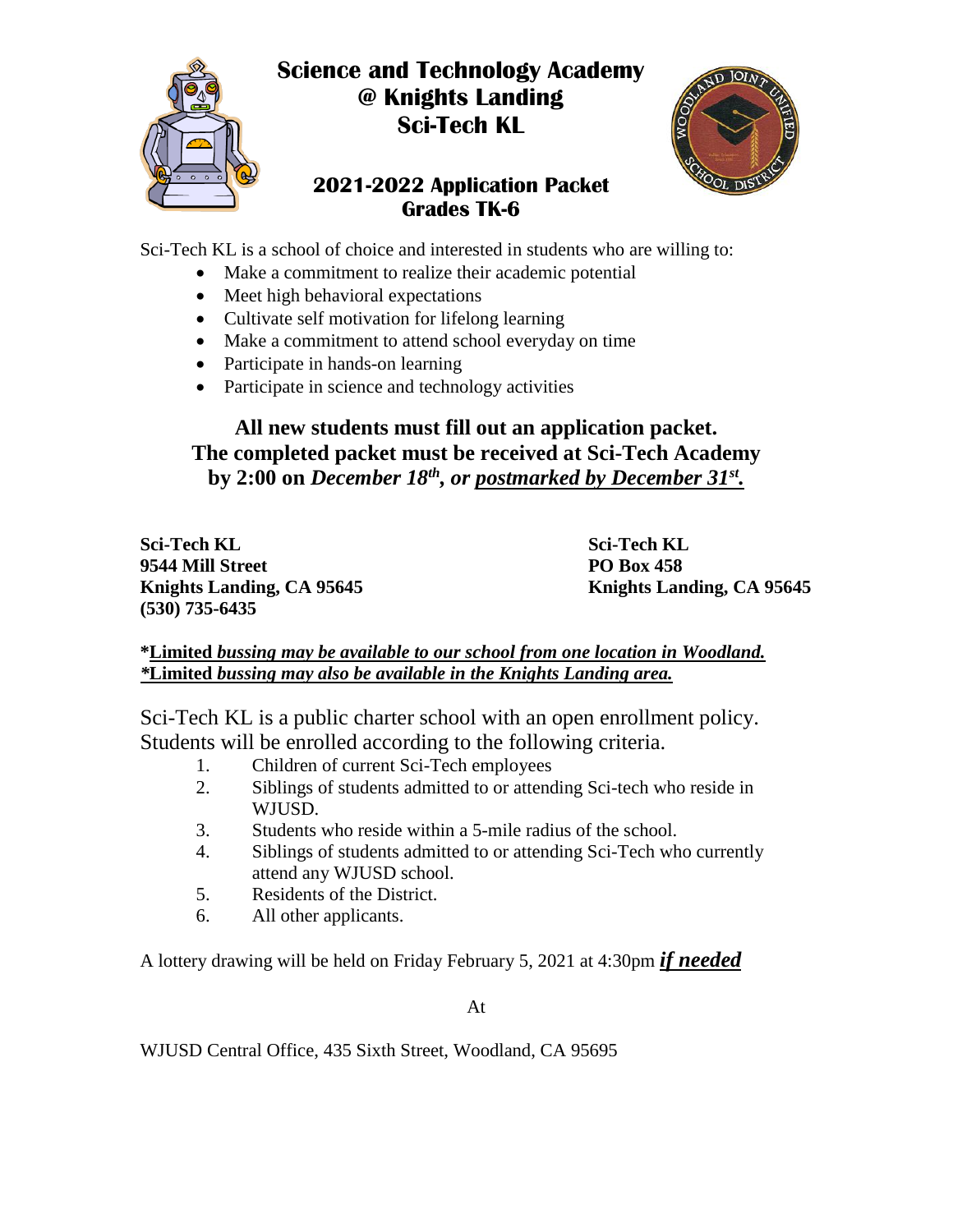# Science and Technology Academy @ Knights Landing Sci-Tech KL

## 2021-2022 Application Packet Grades TK-6

Sci-Tech KL is a school of choice and interested in students who are willing to:

- Make a commitment to realize their academic potential
- Meet high behavioral expectations
- Cultivate self motivation for lifelong learning
- Make a commitment to attend school everyday on time
- Participate in hands-on learning
- Participate in science and technology activities

**All new students must fill out an application packet.**
**The completed packet must be received at Sci-Tech Academy by 2:00 on *December 18th*, *or* *postmarked by December 31st*.**

**Sci-Tech KL**
**9544 Mill Street**
**Knights Landing, CA 95645**
**(530) 735-6435**

**Sci-Tech KL**
**PO Box 458**
**Knights Landing, CA 95645**

**\*Limited *bussing may be available to our school from one location in Woodland.***
***\*Limited bussing may also be available in the Knights Landing area.***

Sci-Tech KL is a public charter school with an open enrollment policy. Students will be enrolled according to the following criteria.

1. Children of current Sci-Tech employees
2. Siblings of students admitted to or attending Sci-tech who reside in WJUSD.
3. Students who reside within a 5-mile radius of the school.
4. Siblings of students admitted to or attending Sci-Tech who currently attend any WJUSD school.
5. Residents of the District.
6. All other applicants.

A lottery drawing will be held on Friday February 5, 2021 at 4:30pm ***if needed***

At

WJUSD Central Office, 435 Sixth Street, Woodland, CA 95695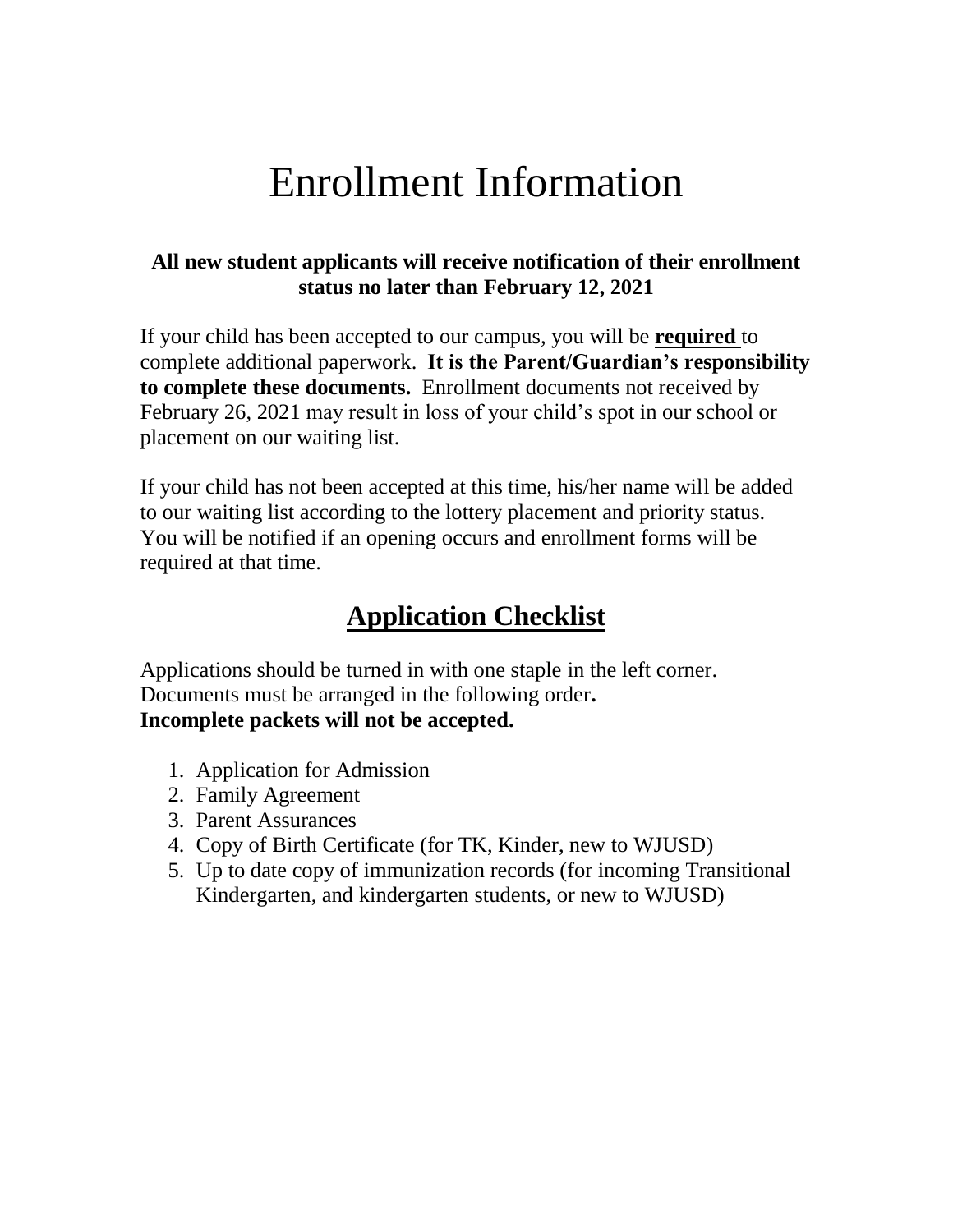# Enrollment Information

**All new student applicants will receive notification of their enrollment status no later than February 12, 2021**

If your child has been accepted to our campus, you will be **required** to complete additional paperwork. **It is the Parent/Guardian's responsibility to complete these documents.** Enrollment documents not received by February 26, 2021 may result in loss of your child's spot in our school or placement on our waiting list.

If your child has not been accepted at this time, his/her name will be added to our waiting list according to the lottery placement and priority status. You will be notified if an opening occurs and enrollment forms will be required at that time.

## Application Checklist

Applications should be turned in with one staple in the left corner. Documents must be arranged in the following order**.**
**Incomplete packets will not be accepted.**

1. Application for Admission
2. Family Agreement
3. Parent Assurances
4. Copy of Birth Certificate (for TK, Kinder, new to WJUSD)
5. Up to date copy of immunization records (for incoming Transitional Kindergarten, and kindergarten students, or new to WJUSD)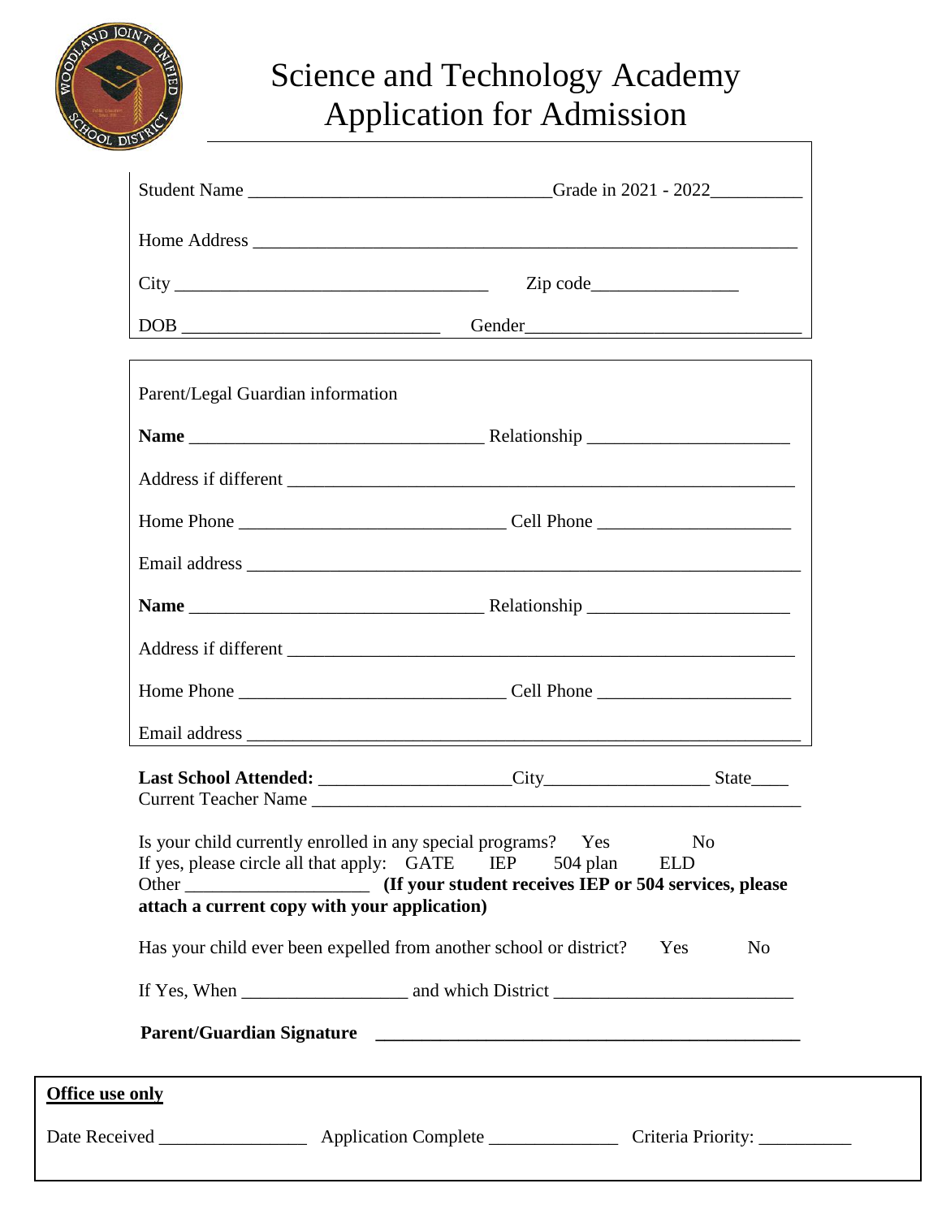# Science and Technology Academy
# Application for Admission

Student Name ________________________________Grade in 2021 - 2022__________

Home Address ___________________________________________________________

City _________________________________ Zip code________________

DOB ___________________________ Gender______________________________

Parent/Legal Guardian information

**Name** _______________________________ Relationship _____________________

Address if different ______________________________________________________

Home Phone ____________________________ Cell Phone _____________________

Email address ___________________________________________________________

**Name** _______________________________ Relationship _____________________

Address if different ______________________________________________________

Home Phone ____________________________ Cell Phone _____________________

Email address ___________________________________________________________

**Last School Attended:** ____________________City_________________ State____
Current Teacher Name ____________________________________________________

Is your child currently enrolled in any special programs? Yes No
If yes, please circle all that apply: GATE IEP 504 plan ELD
Other ___________________ **(If your student receives IEP or 504 services, please attach a current copy with your application)**

Has your child ever been expelled from another school or district? Yes No

If Yes, When _________________ and which District _________________________

**Parent/Guardian Signature** ___________________________________________

**Office use only**

Date Received ________________ Application Complete ______________ Criteria Priority: __________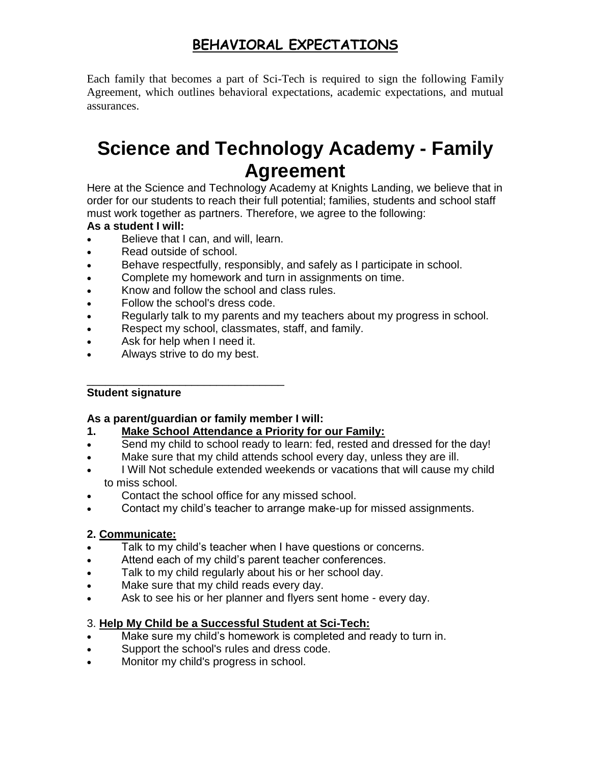## BEHAVIORAL EXPECTATIONS

Each family that becomes a part of Sci-Tech is required to sign the following Family Agreement, which outlines behavioral expectations, academic expectations, and mutual assurances.

# Science and Technology Academy - Family Agreement

Here at the Science and Technology Academy at Knights Landing, we believe that in order for our students to reach their full potential; families, students and school staff must work together as partners. Therefore, we agree to the following:

**As a student I will:**

- Believe that I can, and will, learn.
- Read outside of school.
- Behave respectfully, responsibly, and safely as I participate in school.
- Complete my homework and turn in assignments on time.
- Know and follow the school and class rules.
- Follow the school's dress code.
- Regularly talk to my parents and my teachers about my progress in school.
- Respect my school, classmates, staff, and family.
- Ask for help when I need it.
- Always strive to do my best.

________________________________

**Student signature**

**As a parent/guardian or family member I will:**

**1. Make School Attendance a Priority for our Family:**

- Send my child to school ready to learn: fed, rested and dressed for the day!
- Make sure that my child attends school every day, unless they are ill.
- I Will Not schedule extended weekends or vacations that will cause my child to miss school.
- Contact the school office for any missed school.
- Contact my child's teacher to arrange make-up for missed assignments.

**2. Communicate:**

- Talk to my child's teacher when I have questions or concerns.
- Attend each of my child's parent teacher conferences.
- Talk to my child regularly about his or her school day.
- Make sure that my child reads every day.
- Ask to see his or her planner and flyers sent home - every day.

3. **Help My Child be a Successful Student at Sci-Tech:**

- Make sure my child's homework is completed and ready to turn in.
- Support the school's rules and dress code.
- Monitor my child's progress in school.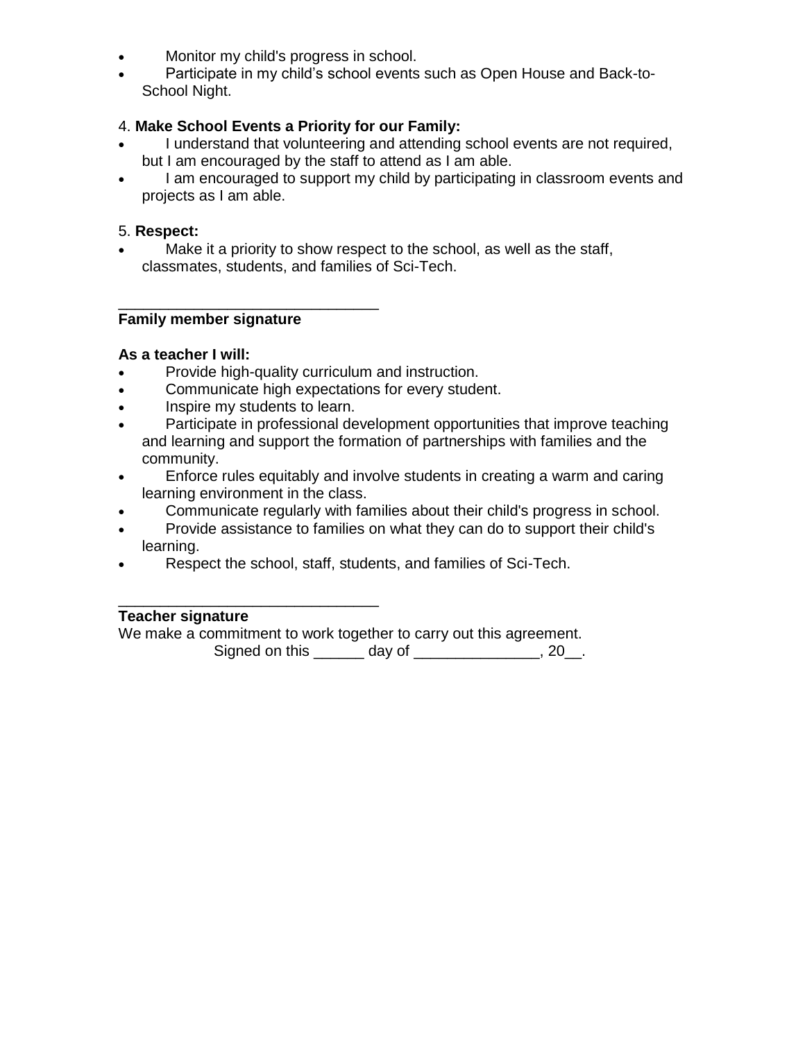- Monitor my child's progress in school.
- Participate in my child's school events such as Open House and Back-to-School Night.

4. **Make School Events a Priority for our Family:**

- I understand that volunteering and attending school events are not required, but I am encouraged by the staff to attend as I am able.
- I am encouraged to support my child by participating in classroom events and projects as I am able.

5. **Respect:**

- Make it a priority to show respect to the school, as well as the staff, classmates, students, and families of Sci-Tech.

_______________________________
**Family member signature**

**As a teacher I will:**

- Provide high-quality curriculum and instruction.
- Communicate high expectations for every student.
- Inspire my students to learn.
- Participate in professional development opportunities that improve teaching and learning and support the formation of partnerships with families and the community.
- Enforce rules equitably and involve students in creating a warm and caring learning environment in the class.
- Communicate regularly with families about their child's progress in school.
- Provide assistance to families on what they can do to support their child's learning.
- Respect the school, staff, students, and families of Sci-Tech.

_______________________________
**Teacher signature**

We make a commitment to work together to carry out this agreement.

Signed on this ______ day of _______________, 20__.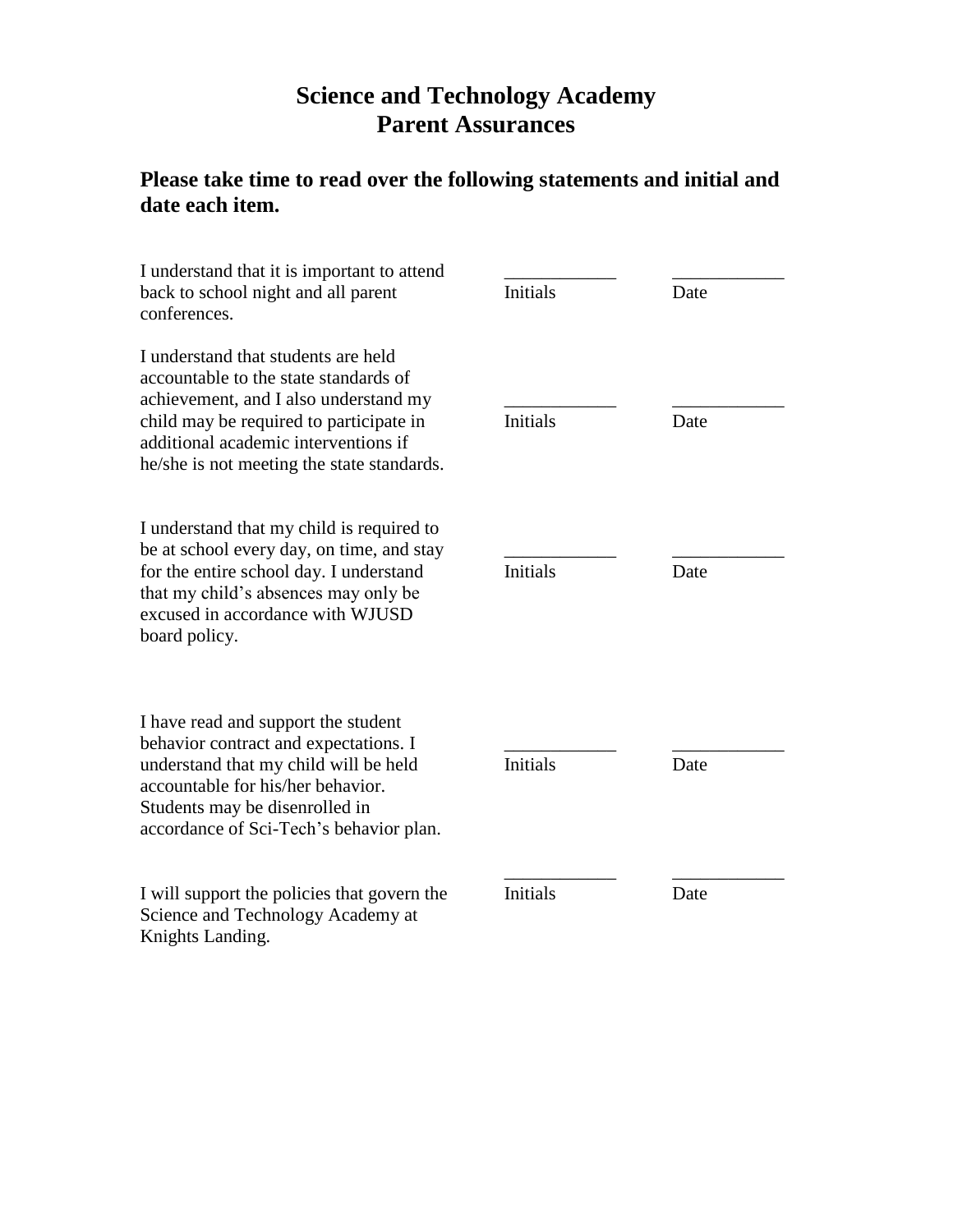# Science and Technology Academy
# Parent Assurances

### Please take time to read over the following statements and initial and date each item.

| Statement | Initials | Date |
| --- | --- | --- |
| I understand that it is important to attend back to school night and all parent conferences. | ____________ | ____________ |
| I understand that students are held accountable to the state standards of achievement, and I also understand my child may be required to participate in additional academic interventions if he/she is not meeting the state standards. | ____________ | ____________ |
| I understand that my child is required to be at school every day, on time, and stay for the entire school day. I understand that my child's absences may only be excused in accordance with WJUSD board policy. | ____________ | ____________ |
| I have read and support the student behavior contract and expectations. I understand that my child will be held accountable for his/her behavior. Students may be disenrolled in accordance of Sci-Tech's behavior plan. | ____________ | ____________ |
| I will support the policies that govern the Science and Technology Academy at Knights Landing. | ____________ | ____________ |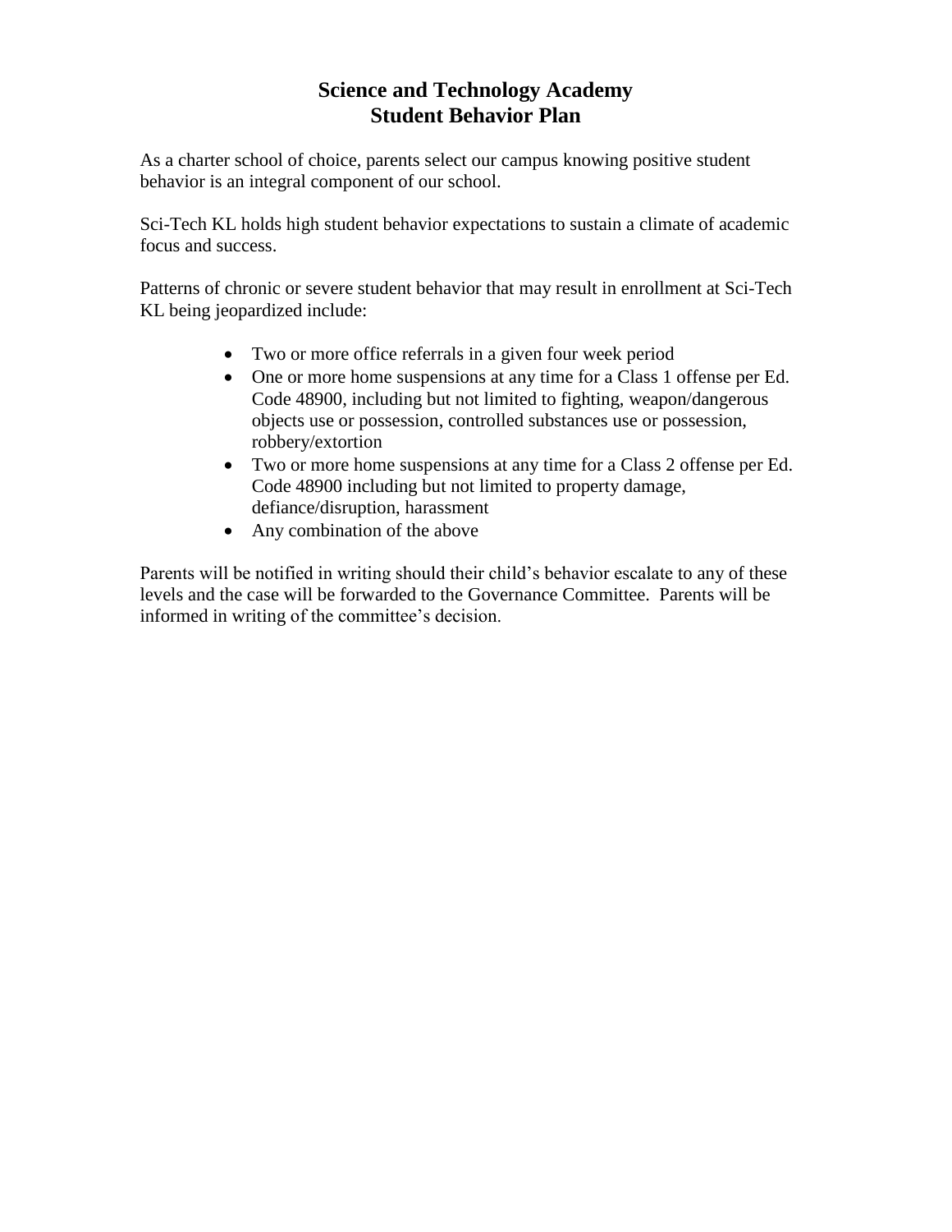# Science and Technology Academy
# Student Behavior Plan

As a charter school of choice, parents select our campus knowing positive student behavior is an integral component of our school.

Sci-Tech KL holds high student behavior expectations to sustain a climate of academic focus and success.

Patterns of chronic or severe student behavior that may result in enrollment at Sci-Tech KL being jeopardized include:

- Two or more office referrals in a given four week period
- One or more home suspensions at any time for a Class 1 offense per Ed. Code 48900, including but not limited to fighting, weapon/dangerous objects use or possession, controlled substances use or possession, robbery/extortion
- Two or more home suspensions at any time for a Class 2 offense per Ed. Code 48900 including but not limited to property damage, defiance/disruption, harassment
- Any combination of the above

Parents will be notified in writing should their child's behavior escalate to any of these levels and the case will be forwarded to the Governance Committee. Parents will be informed in writing of the committee's decision.